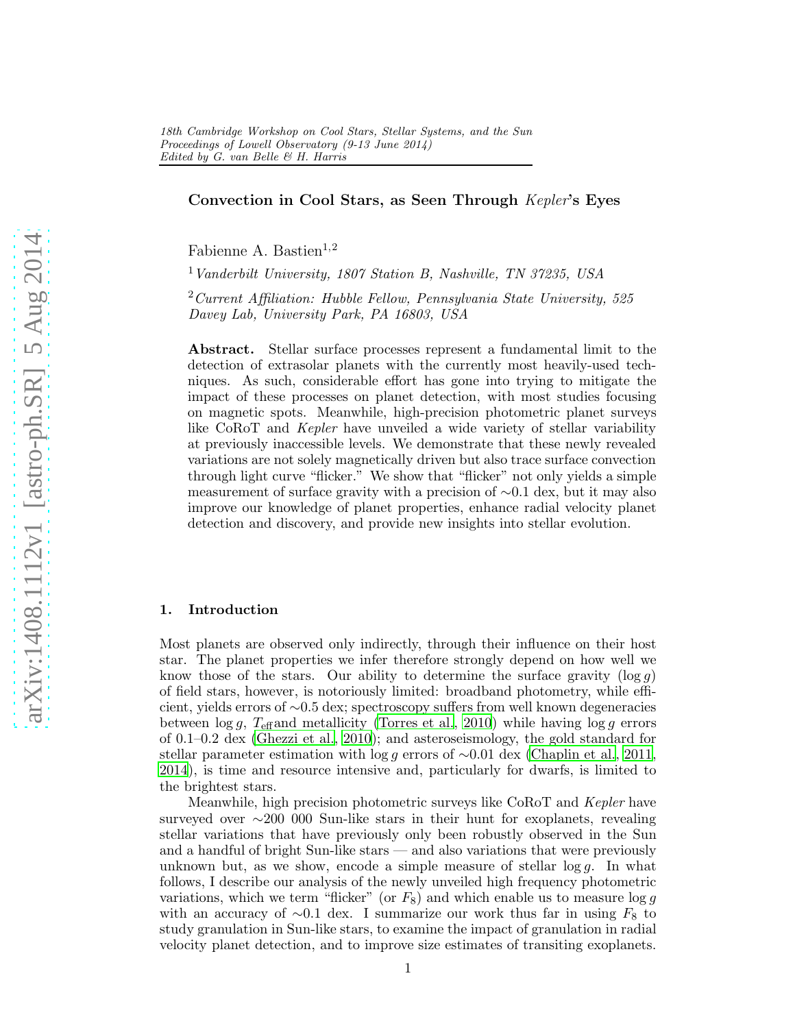*18th Cambridge Workshop on Cool Stars, Stellar Systems, and the Sun*
*Proceedings of Lowell Observatory (9-13 June 2014)*
*Edited by G. van Belle & H. Harris*

# Convection in Cool Stars, as Seen Through *Kepler*'s Eyes

Fabienne A. Bastien[1,2]

[1] *Vanderbilt University, 1807 Station B, Nashville, TN 37235, USA*

[2] *Current Affiliation: Hubble Fellow, Pennsylvania State University, 525 Davey Lab, University Park, PA 16803, USA*

**Abstract.** Stellar surface processes represent a fundamental limit to the detection of extrasolar planets with the currently most heavily-used techniques. As such, considerable effort has gone into trying to mitigate the impact of these processes on planet detection, with most studies focusing on magnetic spots. Meanwhile, high-precision photometric planet surveys like CoRoT and *Kepler* have unveiled a wide variety of stellar variability at previously inaccessible levels. We demonstrate that these newly revealed variations are not solely magnetically driven but also trace surface convection through light curve "flicker." We show that "flicker" not only yields a simple measurement of surface gravity with a precision of ∼0.1 dex, but it may also improve our knowledge of planet properties, enhance radial velocity planet detection and discovery, and provide new insights into stellar evolution.

## 1. Introduction

Most planets are observed only indirectly, through their influence on their host star. The planet properties we infer therefore strongly depend on how well we know those of the stars. Our ability to determine the surface gravity ($\log g$) of field stars, however, is notoriously limited: broadband photometry, while efficient, yields errors of ∼0.5 dex; spectroscopy suffers from well known degeneracies between $\log g$, $T_{\rm eff}$ and metallicity (Torres et al., 2010) while having $\log g$ errors of 0.1–0.2 dex (Ghezzi et al., 2010); and asteroseismology, the gold standard for stellar parameter estimation with $\log g$ errors of ∼0.01 dex (Chaplin et al., 2011, 2014), is time and resource intensive and, particularly for dwarfs, is limited to the brightest stars.

Meanwhile, high precision photometric surveys like CoRoT and *Kepler* have surveyed over ∼200 000 Sun-like stars in their hunt for exoplanets, revealing stellar variations that have previously only been robustly observed in the Sun and a handful of bright Sun-like stars — and also variations that were previously unknown but, as we show, encode a simple measure of stellar $\log g$. In what follows, I describe our analysis of the newly unveiled high frequency photometric variations, which we term "flicker" (or $F_8$) and which enable us to measure $\log g$ with an accuracy of ∼0.1 dex. I summarize our work thus far in using $F_8$ to study granulation in Sun-like stars, to examine the impact of granulation in radial velocity planet detection, and to improve size estimates of transiting exoplanets.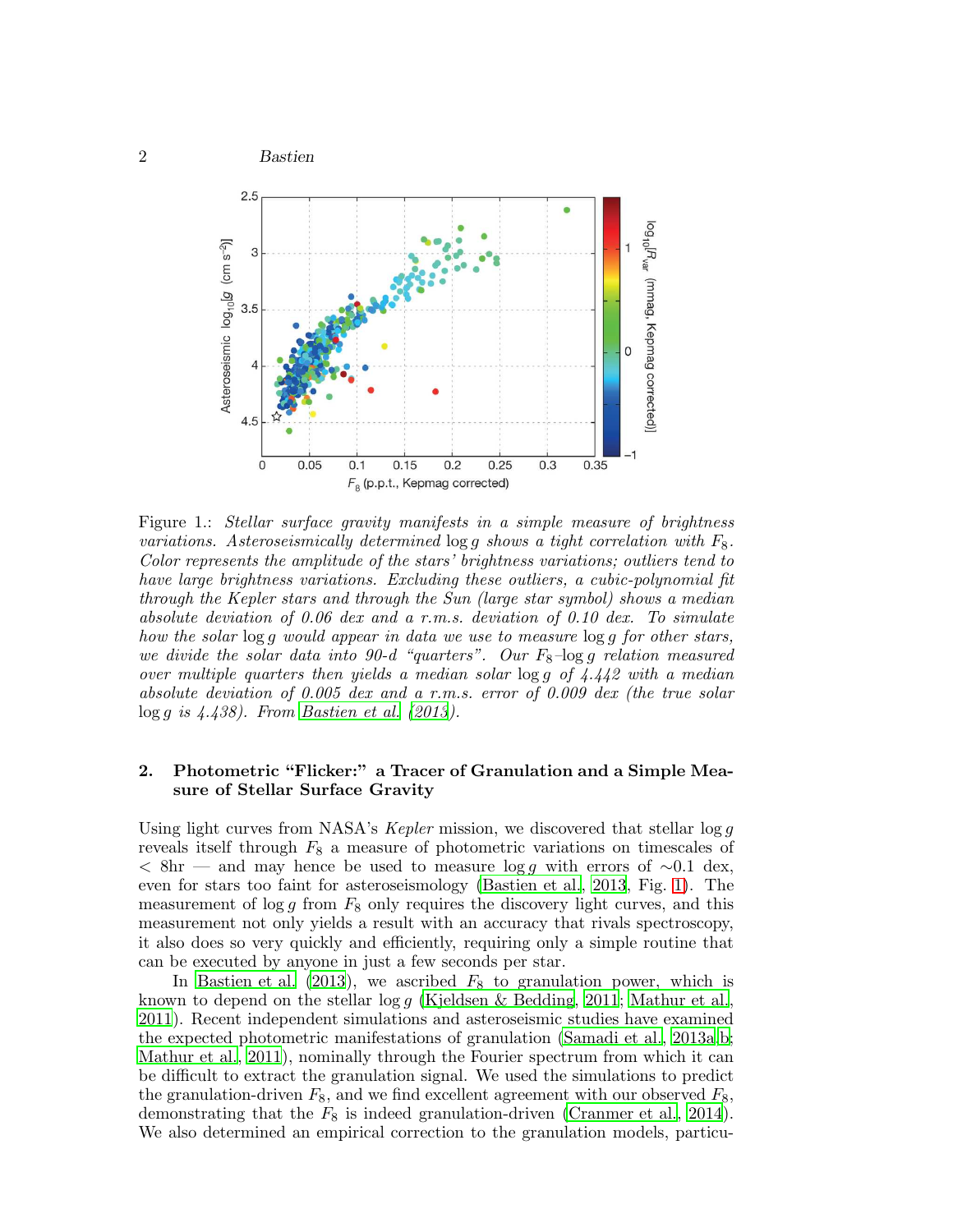Figure 1.: *Stellar surface gravity manifests in a simple measure of brightness variations. Asteroseismically determined* $\log g$ *shows a tight correlation with* $F_8$. *Color represents the amplitude of the stars' brightness variations; outliers tend to have large brightness variations. Excluding these outliers, a cubic-polynomial fit through the Kepler stars and through the Sun (large star symbol) shows a median absolute deviation of 0.06 dex and a r.m.s. deviation of 0.10 dex. To simulate how the solar* $\log g$ *would appear in data we use to measure* $\log g$ *for other stars, we divide the solar data into 90-d "quarters". Our* $F_8$–$\log g$ *relation measured over multiple quarters then yields a median solar* $\log g$ *of 4.442 with a median absolute deviation of 0.005 dex and a r.m.s. error of 0.009 dex (the true solar* $\log g$ *is 4.438). From Bastien et al. (2013).*

## 2. Photometric "Flicker:" a Tracer of Granulation and a Simple Measure of Stellar Surface Gravity

Using light curves from NASA's *Kepler* mission, we discovered that stellar $\log g$ reveals itself through $F_8$ a measure of photometric variations on timescales of < 8hr — and may hence be used to measure $\log g$ with errors of ∼0.1 dex, even for stars too faint for asteroseismology (Bastien et al., 2013, Fig. 1). The measurement of $\log g$ from $F_8$ only requires the discovery light curves, and this measurement not only yields a result with an accuracy that rivals spectroscopy, it also does so very quickly and efficiently, requiring only a simple routine that can be executed by anyone in just a few seconds per star.

In Bastien et al. (2013), we ascribed $F_8$ to granulation power, which is known to depend on the stellar $\log g$ (Kjeldsen & Bedding, 2011; Mathur et al., 2011). Recent independent simulations and asteroseismic studies have examined the expected photometric manifestations of granulation (Samadi et al., 2013a,b; Mathur et al., 2011), nominally through the Fourier spectrum from which it can be difficult to extract the granulation signal. We used the simulations to predict the granulation-driven $F_8$, and we find excellent agreement with our observed $F_8$, demonstrating that the $F_8$ is indeed granulation-driven (Cranmer et al., 2014). We also determined an empirical correction to the granulation models, particu-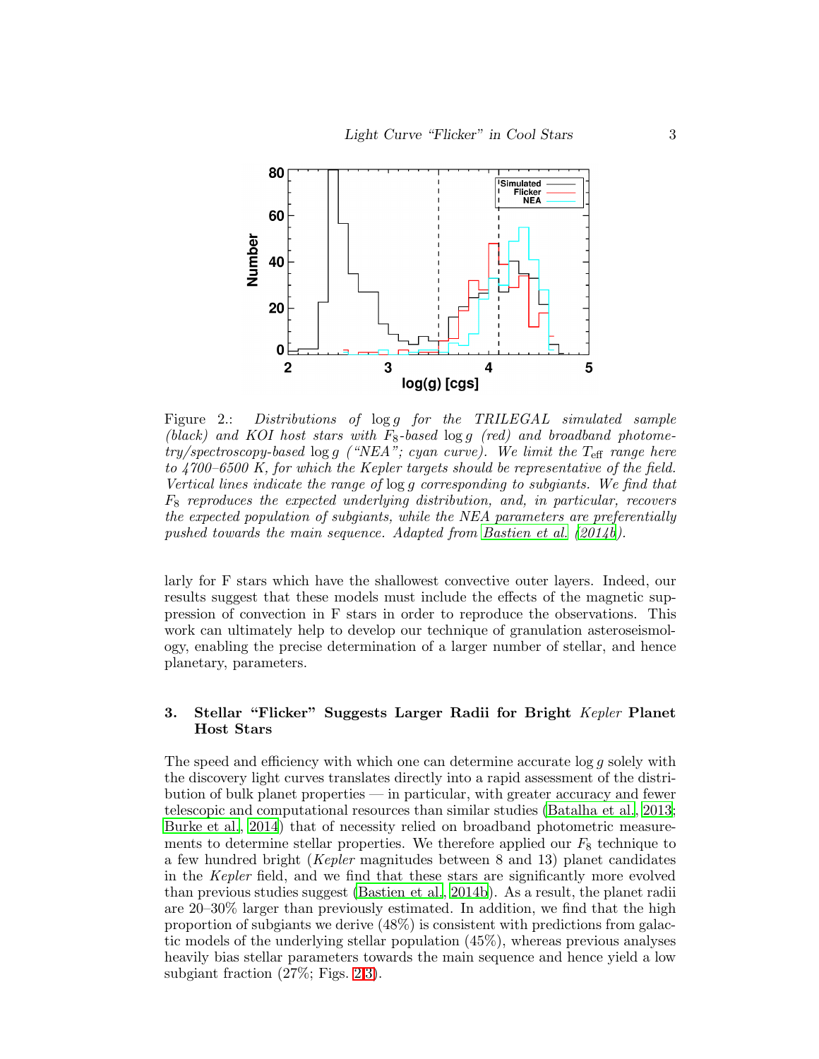Figure 2.: *Distributions of* $\log g$ *for the TRILEGAL simulated sample (black) and KOI host stars with* $F_8$*-based* $\log g$ *(red) and broadband photometry/spectroscopy-based* $\log g$ *("NEA"; cyan curve). We limit the* $T_{\rm eff}$ *range here to 4700–6500 K, for which the Kepler targets should be representative of the field. Vertical lines indicate the range of* $\log g$ *corresponding to subgiants. We find that* $F_8$ *reproduces the expected underlying distribution, and, in particular, recovers the expected population of subgiants, while the NEA parameters are preferentially pushed towards the main sequence. Adapted from Bastien et al. (2014b).*

larly for F stars which have the shallowest convective outer layers. Indeed, our results suggest that these models must include the effects of the magnetic suppression of convection in F stars in order to reproduce the observations. This work can ultimately help to develop our technique of granulation asteroseismology, enabling the precise determination of a larger number of stellar, and hence planetary, parameters.

## 3. Stellar "Flicker" Suggests Larger Radii for Bright *Kepler* Planet Host Stars

The speed and efficiency with which one can determine accurate $\log g$ solely with the discovery light curves translates directly into a rapid assessment of the distribution of bulk planet properties — in particular, with greater accuracy and fewer telescopic and computational resources than similar studies (Batalha et al., 2013; Burke et al., 2014) that of necessity relied on broadband photometric measurements to determine stellar properties. We therefore applied our $F_8$ technique to a few hundred bright (*Kepler* magnitudes between 8 and 13) planet candidates in the *Kepler* field, and we find that these stars are significantly more evolved than previous studies suggest (Bastien et al., 2014b). As a result, the planet radii are 20–30% larger than previously estimated. In addition, we find that the high proportion of subgiants we derive (48%) is consistent with predictions from galactic models of the underlying stellar population (45%), whereas previous analyses heavily bias stellar parameters towards the main sequence and hence yield a low subgiant fraction (27%; Figs. 2,3).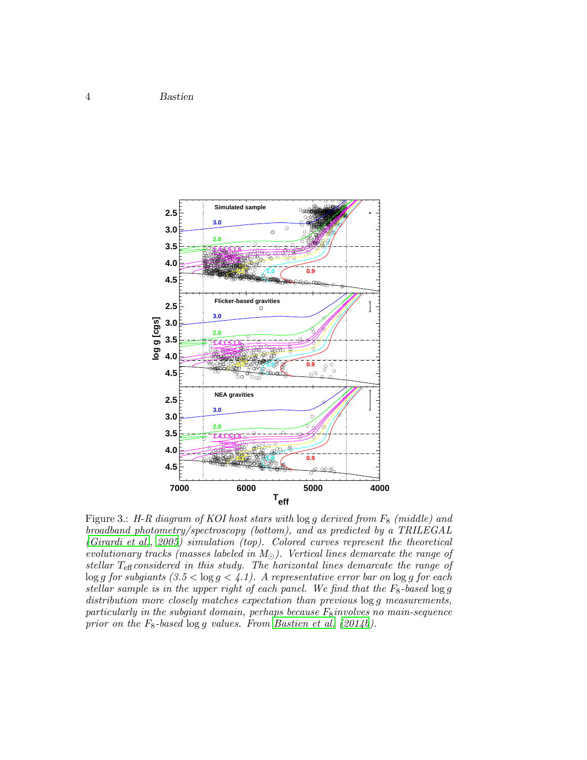Figure 3.: *H-R diagram of KOI host stars with* $\log g$ *derived from* $F_8$ *(middle) and broadband photometry/spectroscopy (bottom), and as predicted by a TRILEGAL (Girardi et al., 2005) simulation (top). Colored curves represent the theoretical evolutionary tracks (masses labeled in* $M_\odot$*). Vertical lines demarcate the range of stellar* $T_{\rm eff}$ *considered in this study. The horizontal lines demarcate the range of* $\log g$ *for subgiants (*$3.5 < \log g < 4.1$*). A representative error bar on* $\log g$ *for each stellar sample is in the upper right of each panel. We find that the* $F_8$*-based* $\log g$ *distribution more closely matches expectation than previous* $\log g$ *measurements, particularly in the subgiant domain, perhaps because* $F_8$ *involves no main-sequence prior on the* $F_8$*-based* $\log g$ *values. From Bastien et al. (2014b).*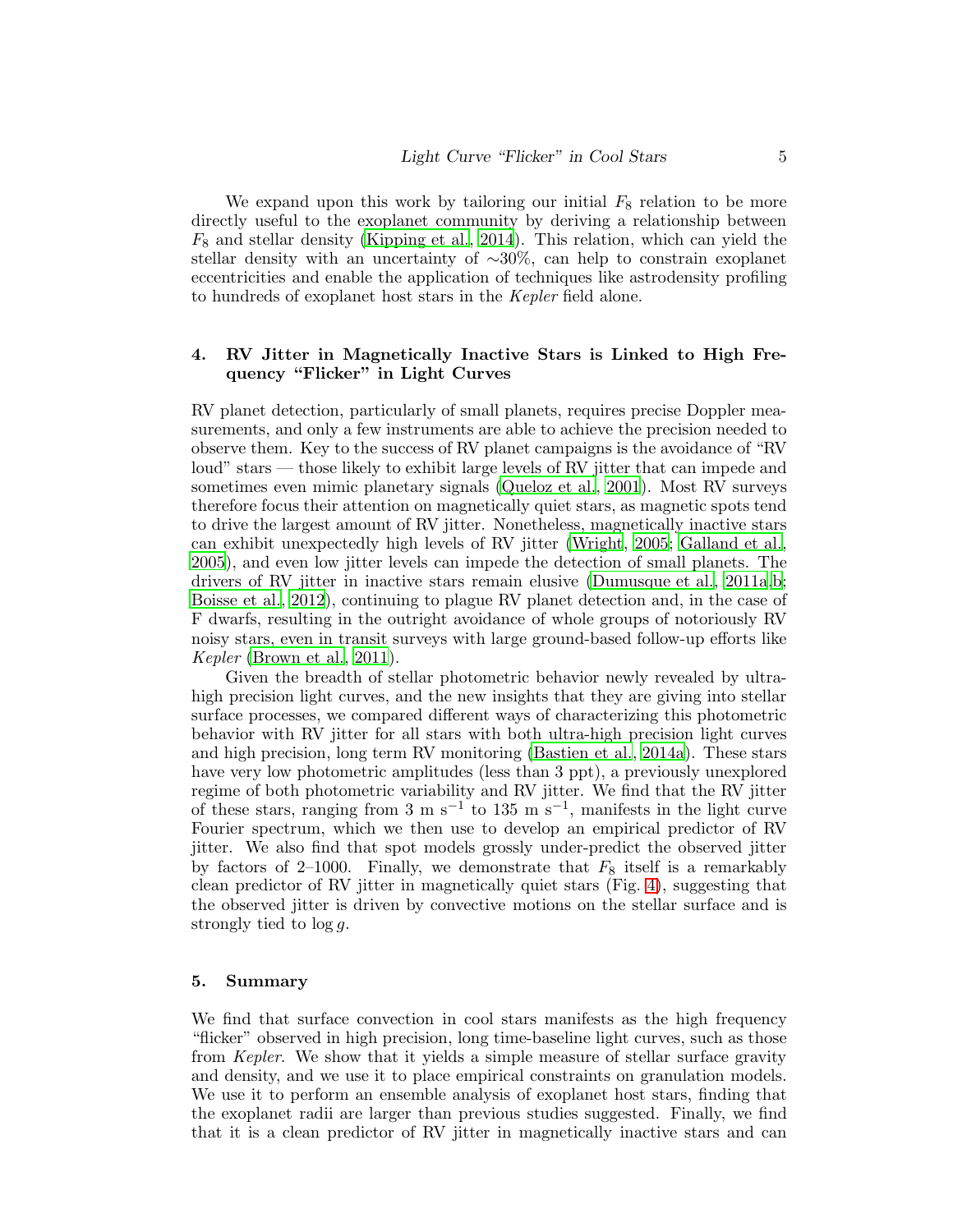We expand upon this work by tailoring our initial $F_8$ relation to be more directly useful to the exoplanet community by deriving a relationship between $F_8$ and stellar density (Kipping et al., 2014). This relation, which can yield the stellar density with an uncertainty of $\sim$30%, can help to constrain exoplanet eccentricities and enable the application of techniques like astrodensity profiling to hundreds of exoplanet host stars in the *Kepler* field alone.

## 4. RV Jitter in Magnetically Inactive Stars is Linked to High Frequency "Flicker" in Light Curves

RV planet detection, particularly of small planets, requires precise Doppler measurements, and only a few instruments are able to achieve the precision needed to observe them. Key to the success of RV planet campaigns is the avoidance of "RV loud" stars — those likely to exhibit large levels of RV jitter that can impede and sometimes even mimic planetary signals (Queloz et al., 2001). Most RV surveys therefore focus their attention on magnetically quiet stars, as magnetic spots tend to drive the largest amount of RV jitter. Nonetheless, magnetically inactive stars can exhibit unexpectedly high levels of RV jitter (Wright, 2005; Galland et al., 2005), and even low jitter levels can impede the detection of small planets. The drivers of RV jitter in inactive stars remain elusive (Dumusque et al., 2011a,b; Boisse et al., 2012), continuing to plague RV planet detection and, in the case of F dwarfs, resulting in the outright avoidance of whole groups of notoriously RV noisy stars, even in transit surveys with large ground-based follow-up efforts like *Kepler* (Brown et al., 2011).

Given the breadth of stellar photometric behavior newly revealed by ultra-high precision light curves, and the new insights that they are giving into stellar surface processes, we compared different ways of characterizing this photometric behavior with RV jitter for all stars with both ultra-high precision light curves and high precision, long term RV monitoring (Bastien et al., 2014a). These stars have very low photometric amplitudes (less than 3 ppt), a previously unexplored regime of both photometric variability and RV jitter. We find that the RV jitter of these stars, ranging from 3 m s$^{-1}$ to 135 m s$^{-1}$, manifests in the light curve Fourier spectrum, which we then use to develop an empirical predictor of RV jitter. We also find that spot models grossly under-predict the observed jitter by factors of 2–1000. Finally, we demonstrate that $F_8$ itself is a remarkably clean predictor of RV jitter in magnetically quiet stars (Fig. 4), suggesting that the observed jitter is driven by convective motions on the stellar surface and is strongly tied to $\log g$.

## 5. Summary

We find that surface convection in cool stars manifests as the high frequency "flicker" observed in high precision, long time-baseline light curves, such as those from *Kepler*. We show that it yields a simple measure of stellar surface gravity and density, and we use it to place empirical constraints on granulation models. We use it to perform an ensemble analysis of exoplanet host stars, finding that the exoplanet radii are larger than previous studies suggested. Finally, we find that it is a clean predictor of RV jitter in magnetically inactive stars and can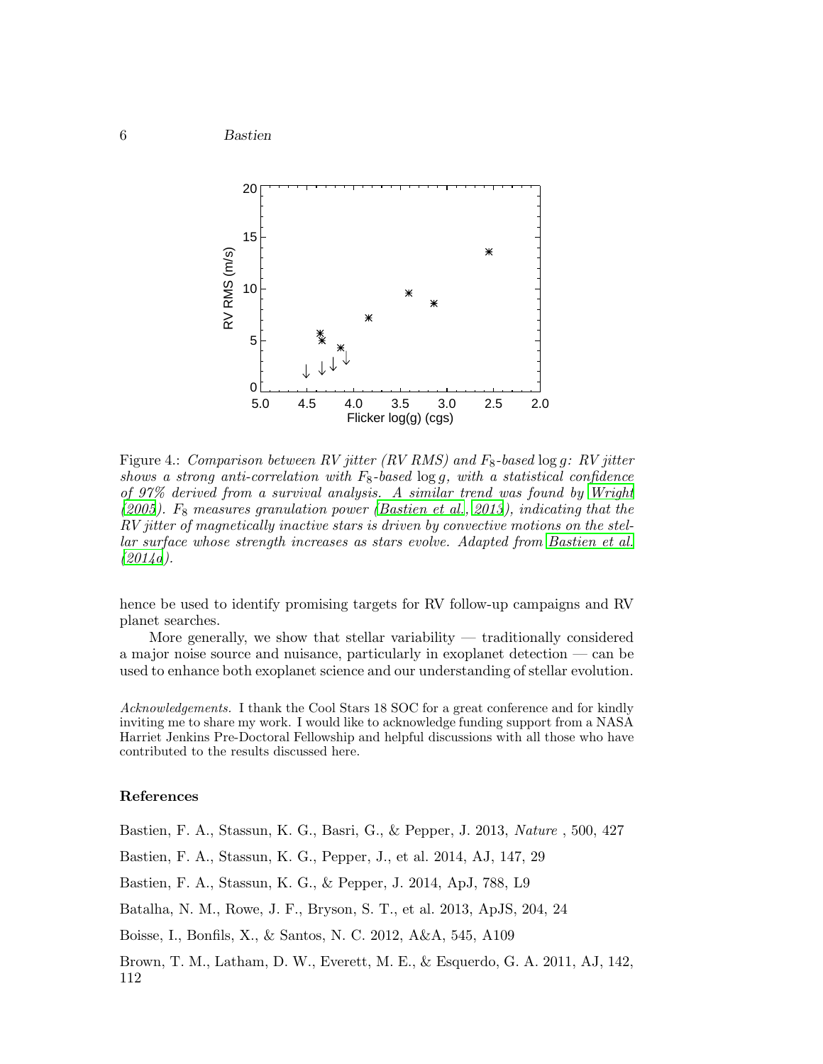Figure 4.: *Comparison between RV jitter (RV RMS) and $F_8$-based $\log g$: RV jitter shows a strong anti-correlation with $F_8$-based $\log g$, with a statistical confidence of 97% derived from a survival analysis. A similar trend was found by Wright (2005). $F_8$ measures granulation power (Bastien et al., 2013), indicating that the RV jitter of magnetically inactive stars is driven by convective motions on the stellar surface whose strength increases as stars evolve. Adapted from Bastien et al. (2014a).*

hence be used to identify promising targets for RV follow-up campaigns and RV planet searches.

More generally, we show that stellar variability — traditionally considered a major noise source and nuisance, particularly in exoplanet detection — can be used to enhance both exoplanet science and our understanding of stellar evolution.

*Acknowledgements.* I thank the Cool Stars 18 SOC for a great conference and for kindly inviting me to share my work. I would like to acknowledge funding support from a NASA Harriet Jenkins Pre-Doctoral Fellowship and helpful discussions with all those who have contributed to the results discussed here.

## References

Bastien, F. A., Stassun, K. G., Basri, G., & Pepper, J. 2013, *Nature*, 500, 427

Bastien, F. A., Stassun, K. G., Pepper, J., et al. 2014, AJ, 147, 29

Bastien, F. A., Stassun, K. G., & Pepper, J. 2014, ApJ, 788, L9

Batalha, N. M., Rowe, J. F., Bryson, S. T., et al. 2013, ApJS, 204, 24

Boisse, I., Bonfils, X., & Santos, N. C. 2012, A&A, 545, A109

Brown, T. M., Latham, D. W., Everett, M. E., & Esquerdo, G. A. 2011, AJ, 142, 112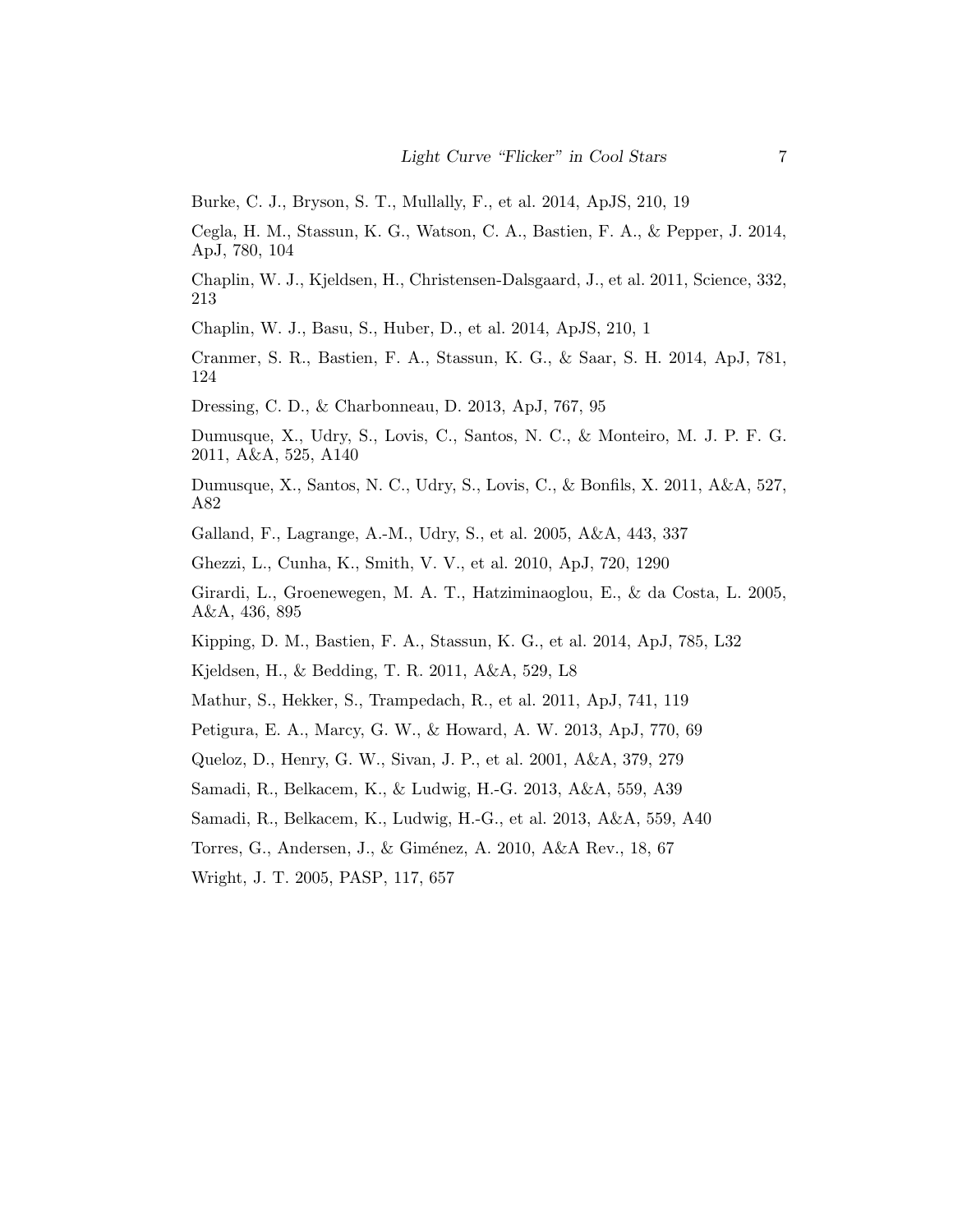Burke, C. J., Bryson, S. T., Mullally, F., et al. 2014, ApJS, 210, 19

Cegla, H. M., Stassun, K. G., Watson, C. A., Bastien, F. A., & Pepper, J. 2014, ApJ, 780, 104

Chaplin, W. J., Kjeldsen, H., Christensen-Dalsgaard, J., et al. 2011, Science, 332, 213

Chaplin, W. J., Basu, S., Huber, D., et al. 2014, ApJS, 210, 1

Cranmer, S. R., Bastien, F. A., Stassun, K. G., & Saar, S. H. 2014, ApJ, 781, 124

Dressing, C. D., & Charbonneau, D. 2013, ApJ, 767, 95

Dumusque, X., Udry, S., Lovis, C., Santos, N. C., & Monteiro, M. J. P. F. G. 2011, A&A, 525, A140

Dumusque, X., Santos, N. C., Udry, S., Lovis, C., & Bonfils, X. 2011, A&A, 527, A82

Galland, F., Lagrange, A.-M., Udry, S., et al. 2005, A&A, 443, 337

Ghezzi, L., Cunha, K., Smith, V. V., et al. 2010, ApJ, 720, 1290

Girardi, L., Groenewegen, M. A. T., Hatziminaoglou, E., & da Costa, L. 2005, A&A, 436, 895

Kipping, D. M., Bastien, F. A., Stassun, K. G., et al. 2014, ApJ, 785, L32

Kjeldsen, H., & Bedding, T. R. 2011, A&A, 529, L8

Mathur, S., Hekker, S., Trampedach, R., et al. 2011, ApJ, 741, 119

Petigura, E. A., Marcy, G. W., & Howard, A. W. 2013, ApJ, 770, 69

Queloz, D., Henry, G. W., Sivan, J. P., et al. 2001, A&A, 379, 279

Samadi, R., Belkacem, K., & Ludwig, H.-G. 2013, A&A, 559, A39

Samadi, R., Belkacem, K., Ludwig, H.-G., et al. 2013, A&A, 559, A40

Torres, G., Andersen, J., & Giménez, A. 2010, A&A Rev., 18, 67

Wright, J. T. 2005, PASP, 117, 657